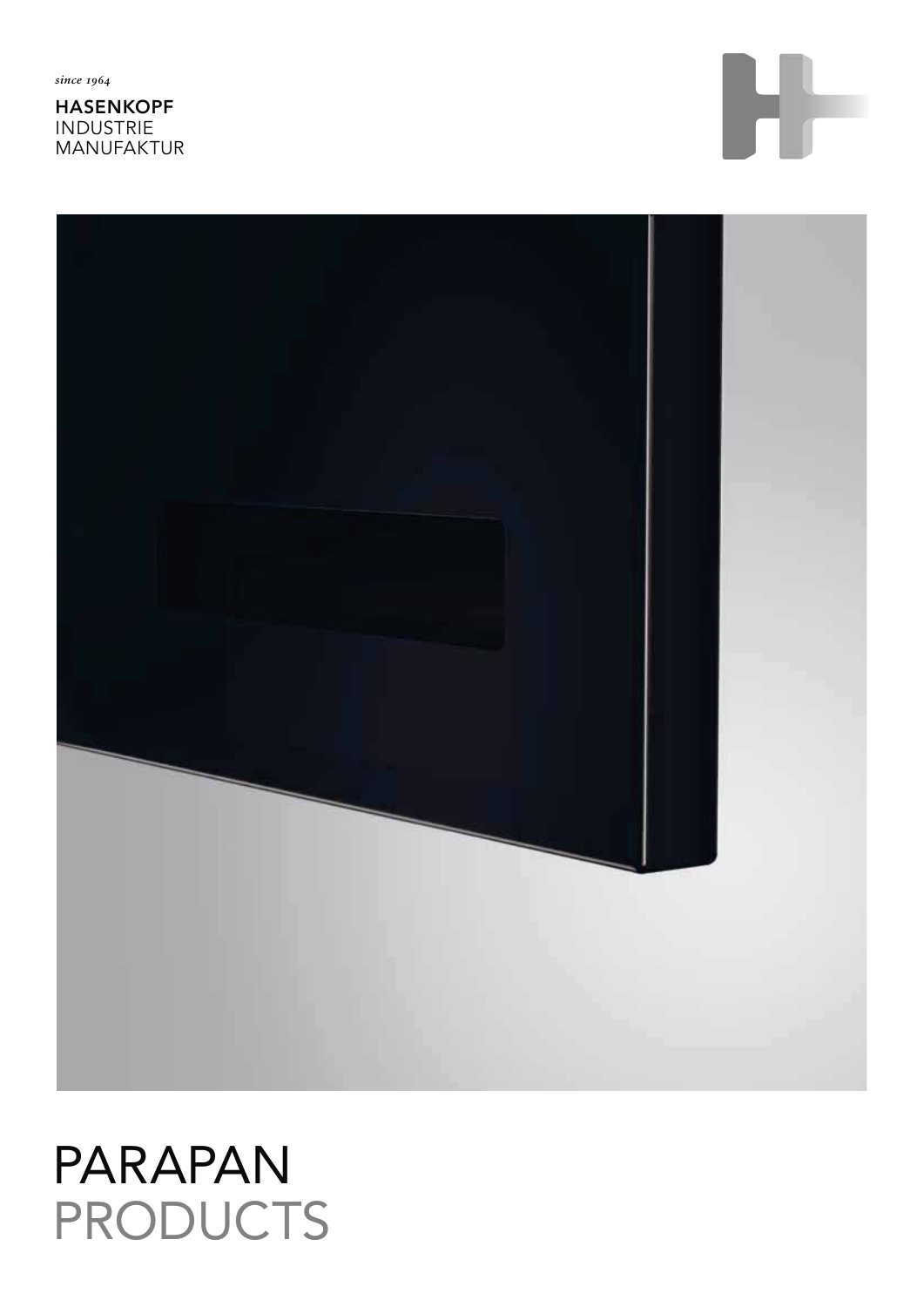*since 1964*

**HASENKOPF**
INDUSTRIE
MANUFAKTUR

# PARAPAN
# PRODUCTS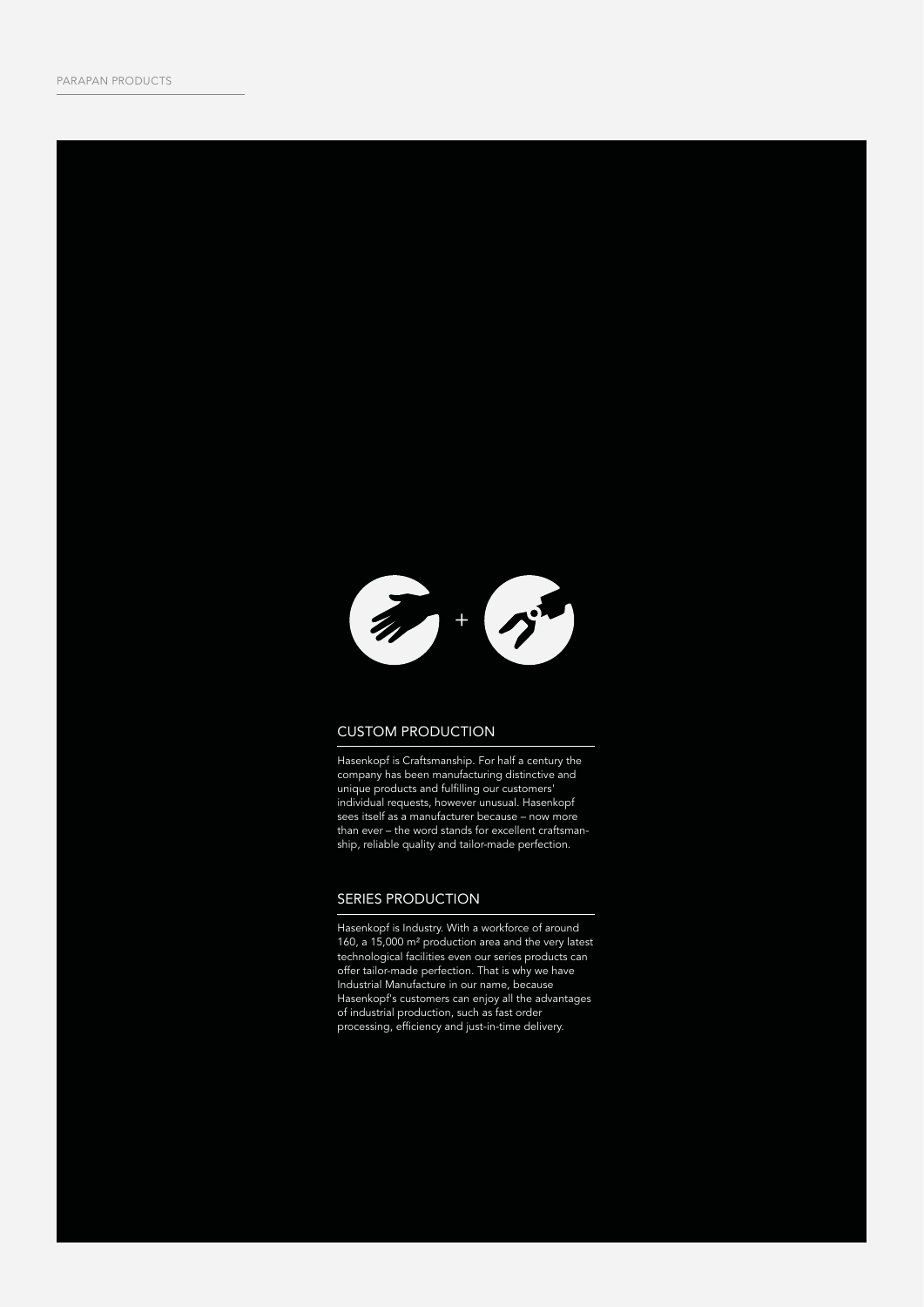## CUSTOM PRODUCTION

Hasenkopf is Craftsmanship. For half a century the company has been manufacturing distinctive and unique products and fulfilling our customers' individual requests, however unusual. Hasenkopf sees itself as a manufacturer because – now more than ever – the word stands for excellent craftsmanship, reliable quality and tailor-made perfection.

## SERIES PRODUCTION

Hasenkopf is Industry. With a workforce of around 160, a 15,000 m² production area and the very latest technological facilities even our series products can offer tailor-made perfection. That is why we have Industrial Manufacture in our name, because Hasenkopf's customers can enjoy all the advantages of industrial production, such as fast order processing, efficiency and just-in-time delivery.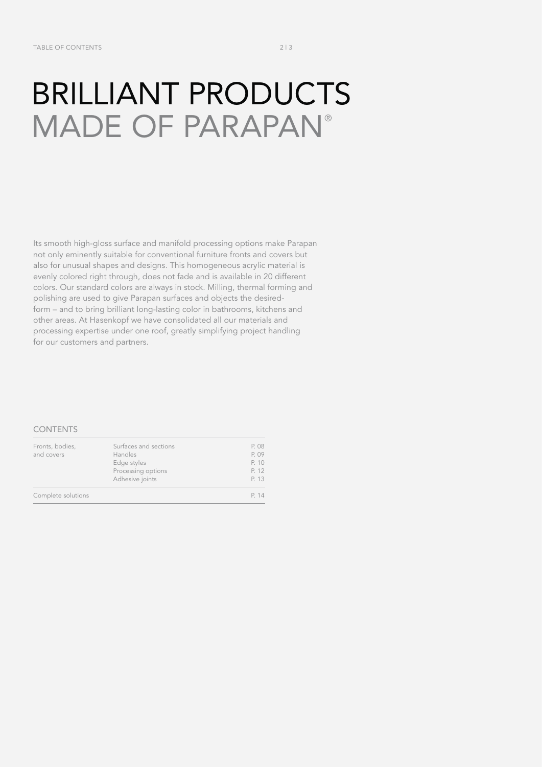# BRILLIANT PRODUCTS MADE OF PARAPAN®

Its smooth high-gloss surface and manifold processing options make Parapan not only eminently suitable for conventional furniture fronts and covers but also for unusual shapes and designs. This homogeneous acrylic material is evenly colored right through, does not fade and is available in 20 different colors. Our standard colors are always in stock. Milling, thermal forming and polishing are used to give Parapan surfaces and objects the desired form – and to bring brilliant long-lasting color in bathrooms, kitchens and other areas. At Hasenkopf we have consolidated all our materials and processing expertise under one roof, greatly simplifying project handling for our customers and partners.

## CONTENTS

| | | |
|---|---|---|
| Fronts, bodies, and covers | Surfaces and sections | P. 08 |
| | Handles | P. 09 |
| | Edge styles | P. 10 |
| | Processing options | P. 12 |
| | Adhesive joints | P. 13 |
| Complete solutions | | P. 14 |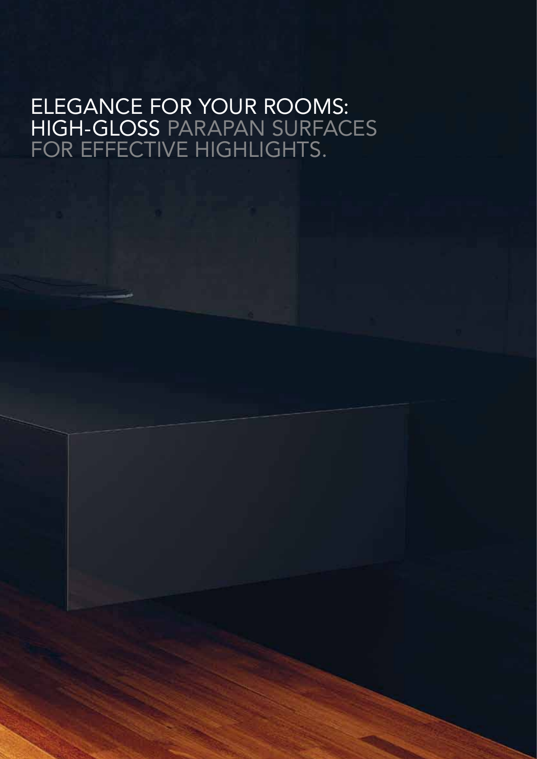# ELEGANCE FOR YOUR ROOMS: HIGH-GLOSS PARAPAN SURFACES FOR EFFECTIVE HIGHLIGHTS.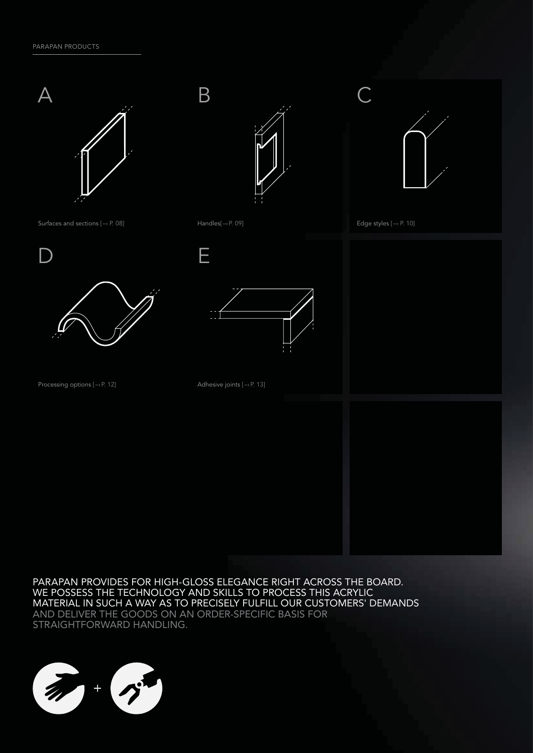# A

Surfaces and sections [→ P. 08]

# B

Handles[→ P. 09]

# C

Edge styles [→ P. 10]

# D

Processing options [→ P. 12]

# E

Adhesive joints [→ P. 13]

PARAPAN PROVIDES FOR HIGH-GLOSS ELEGANCE RIGHT ACROSS THE BOARD. WE POSSESS THE TECHNOLOGY AND SKILLS TO PROCESS THIS ACRYLIC MATERIAL IN SUCH A WAY AS TO PRECISELY FULFILL OUR CUSTOMERS' DEMANDS AND DELIVER THE GOODS ON AN ORDER-SPECIFIC BASIS FOR STRAIGHTFORWARD HANDLING.

+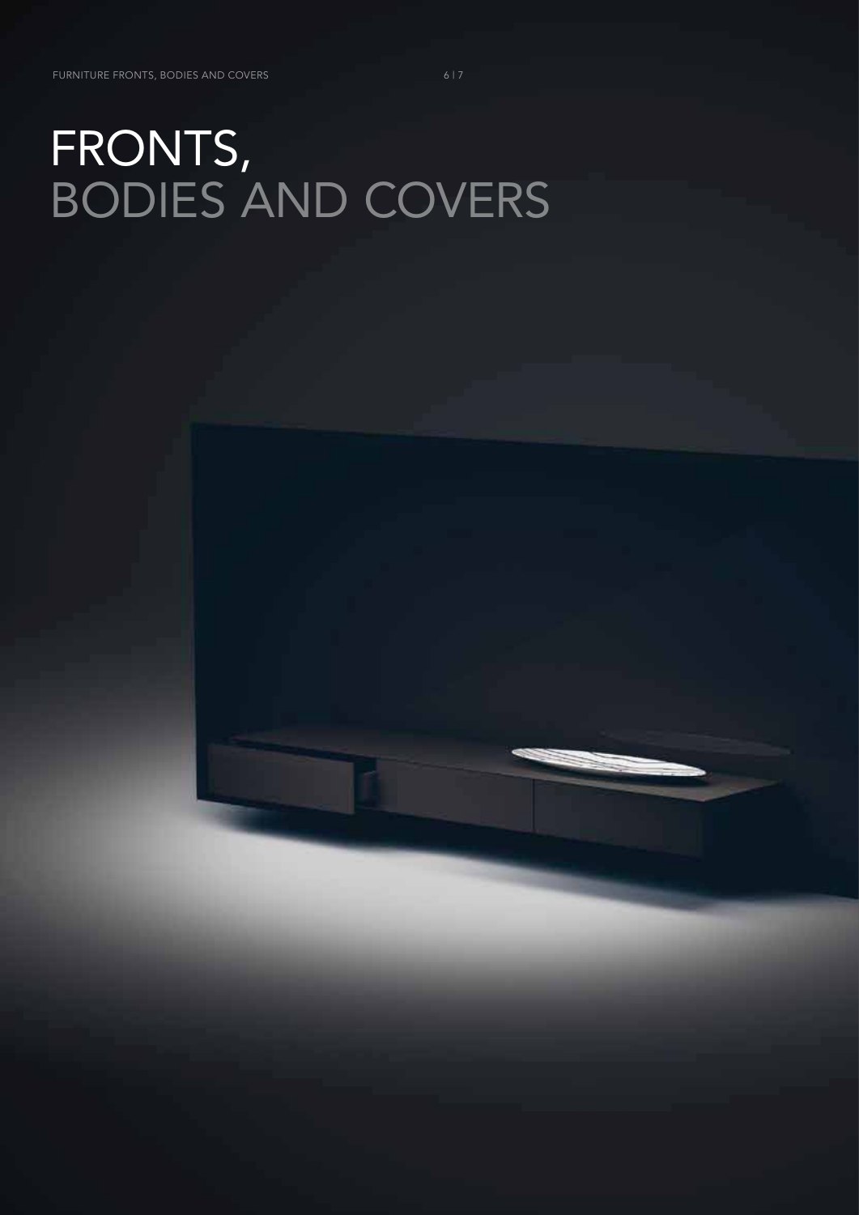# FRONTS, BODIES AND COVERS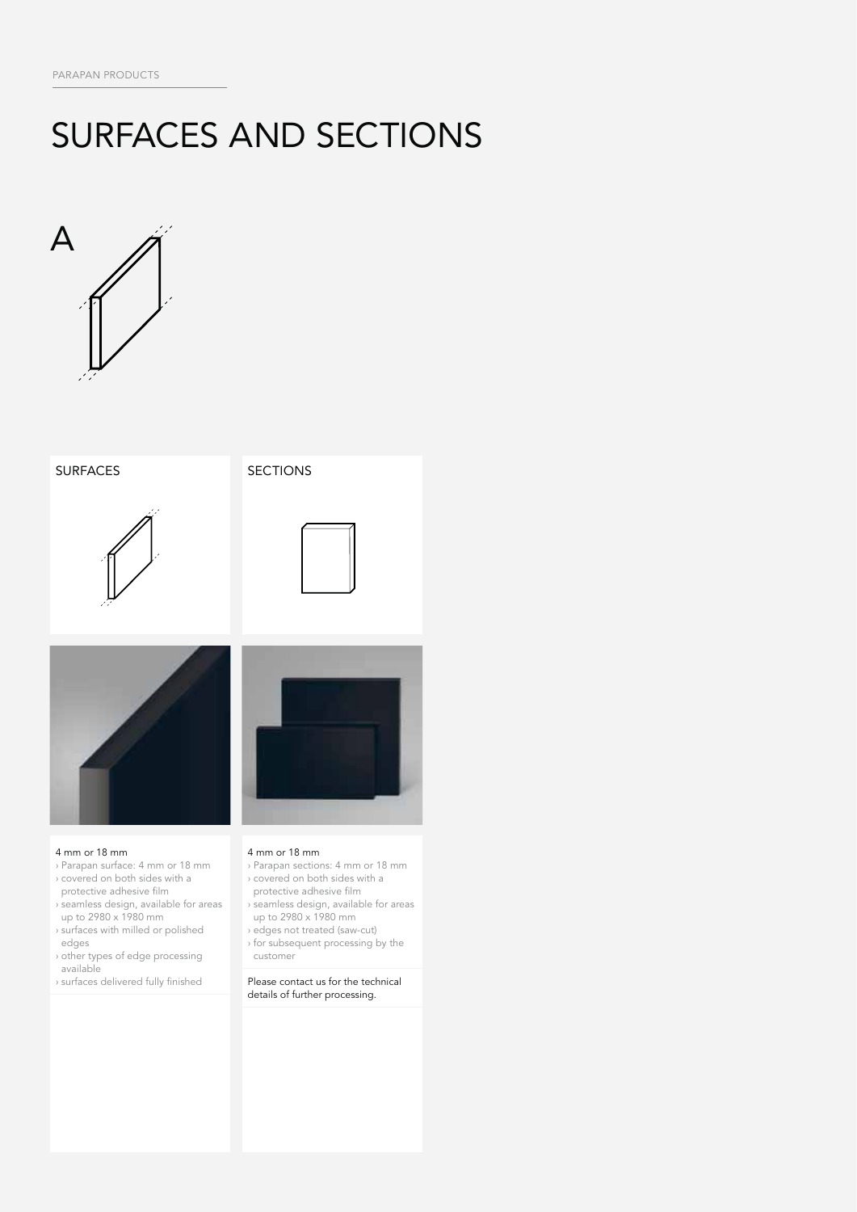# SURFACES AND SECTIONS

A

## SURFACES

4 mm or 18 mm

- Parapan surface: 4 mm or 18 mm
- covered on both sides with a protective adhesive film
- seamless design, available for areas up to 2980 x 1980 mm
- surfaces with milled or polished edges
- other types of edge processing available
- surfaces delivered fully finished

## SECTIONS

4 mm or 18 mm

- Parapan sections: 4 mm or 18 mm
- covered on both sides with a protective adhesive film
- seamless design, available for areas up to 2980 x 1980 mm
- edges not treated (saw-cut)
- for subsequent processing by the customer

Please contact us for the technical details of further processing.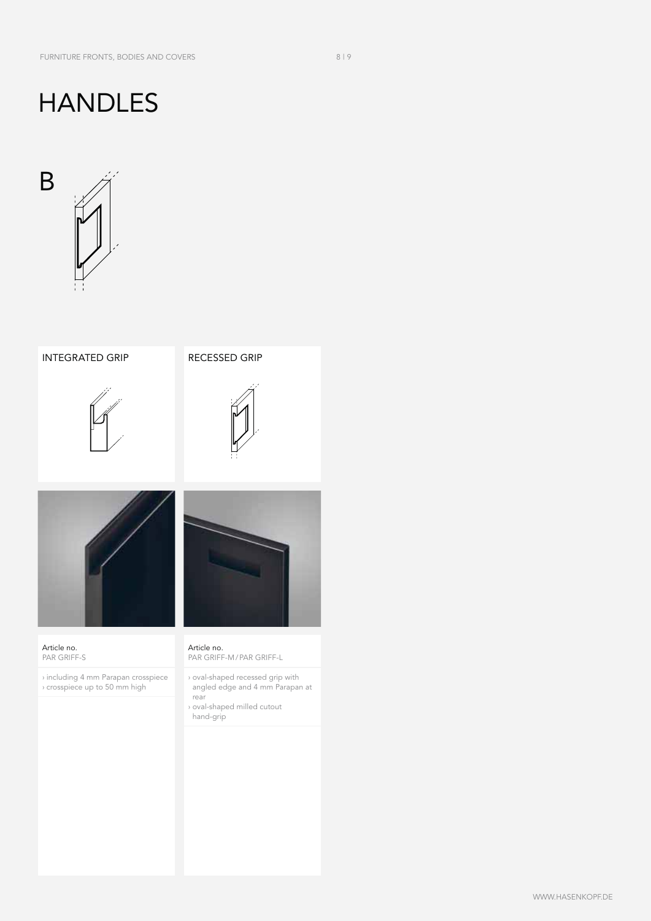# HANDLES

B

## INTEGRATED GRIP

Article no.
PAR GRIFF-S

› including 4 mm Parapan crosspiece
› crosspiece up to 50 mm high

## RECESSED GRIP

Article no.
PAR GRIFF-M / PAR GRIFF-L

› oval-shaped recessed grip with angled edge and 4 mm Parapan at rear
› oval-shaped milled cutout hand-grip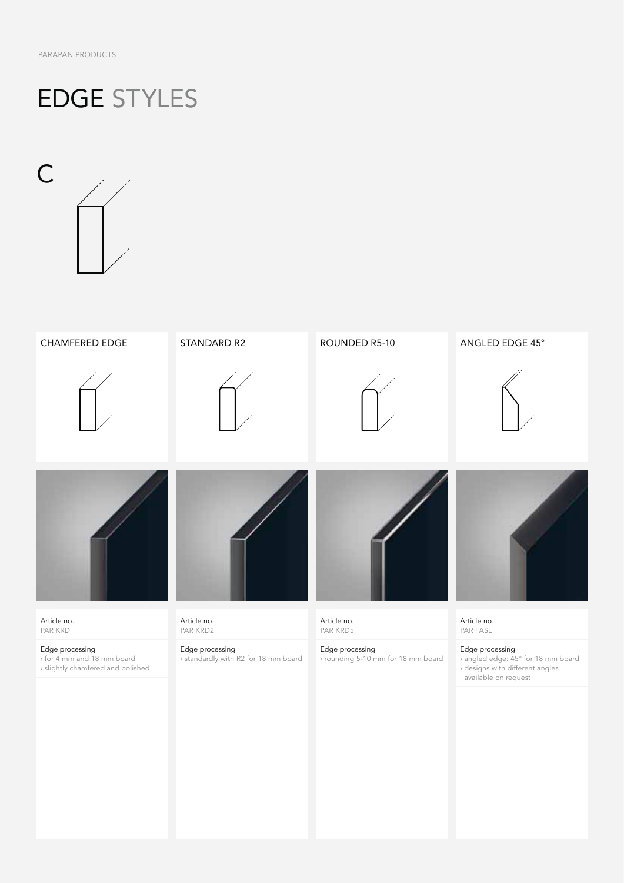# EDGE STYLES

C

| CHAMFERED EDGE | STANDARD R2 | ROUNDED R5-10 | ANGLED EDGE 45° |
| --- | --- | --- | --- |
| Article no. PAR KRD | Article no. PAR KRD2 | Article no. PAR KRD5 | Article no. PAR FASE |
| Edge processing › for 4 mm and 18 mm board › slightly chamfered and polished | Edge processing › standardly with R2 for 18 mm board | Edge processing › rounding 5-10 mm for 18 mm board | Edge processing › angled edge: 45° for 18 mm board › designs with different angles available on request |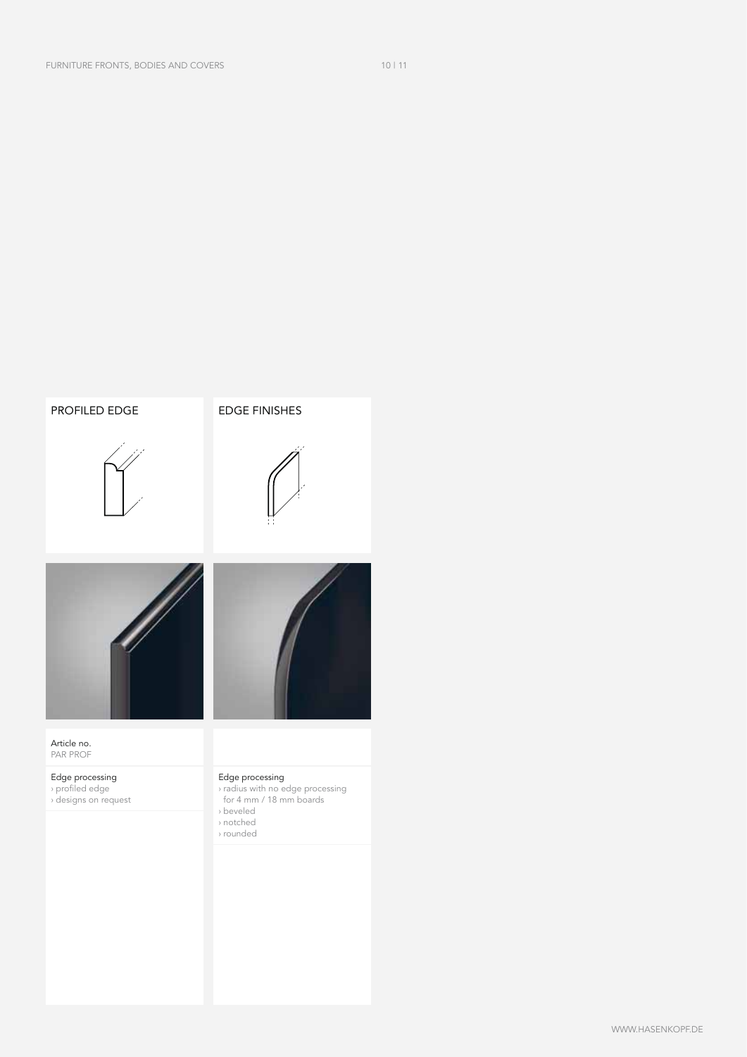## PROFILED EDGE

Article no.
PAR PROF

Edge processing
› profiled edge
› designs on request

## EDGE FINISHES

Edge processing
› radius with no edge processing for 4 mm / 18 mm boards
› beveled
› notched
› rounded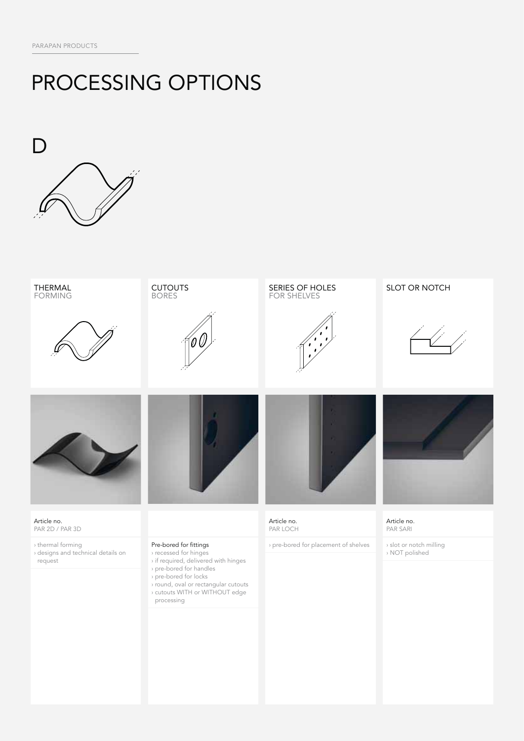# PROCESSING OPTIONS

## D

### THERMAL FORMING

Article no.
PAR 2D / PAR 3D

- › thermal forming
- › designs and technical details on request

### CUTOUTS BORES

Pre-bored for fittings

- › recessed for hinges
- › if required, delivered with hinges
- › pre-bored for handles
- › pre-bored for locks
- › round, oval or rectangular cutouts
- › cutouts WITH or WITHOUT edge processing

### SERIES OF HOLES FOR SHELVES

Article no.
PAR LOCH

- › pre-bored for placement of shelves

### SLOT OR NOTCH

Article no.
PAR SARI

- › slot or notch milling
- › NOT polished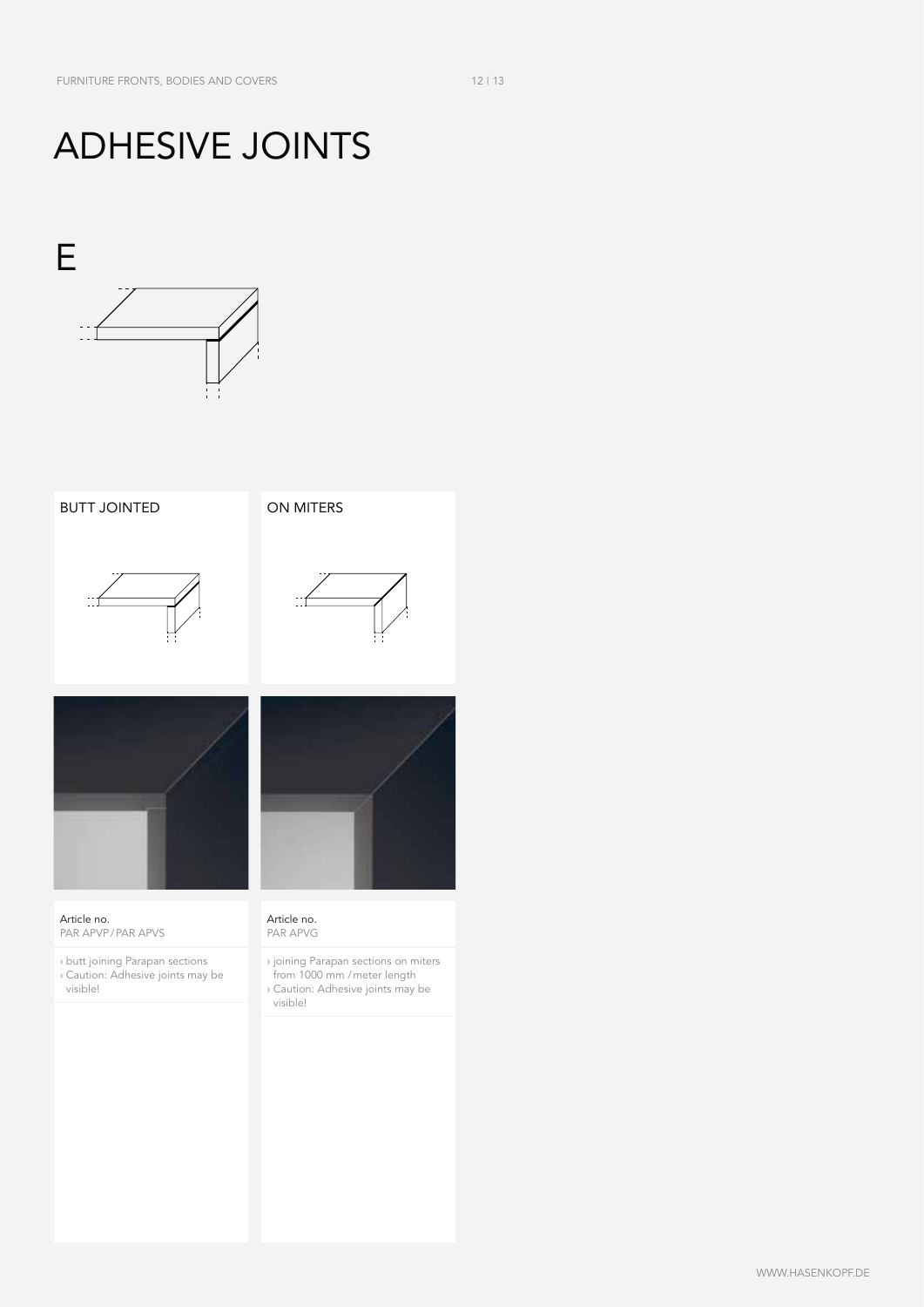# ADHESIVE JOINTS

## E

### BUTT JOINTED

Article no.
PAR APVP / PAR APVS

- › butt joining Parapan sections
- › Caution: Adhesive joints may be visible!

### ON MITERS

Article no.
PAR APVG

- › joining Parapan sections on miters from 1000 mm / meter length
- › Caution: Adhesive joints may be visible!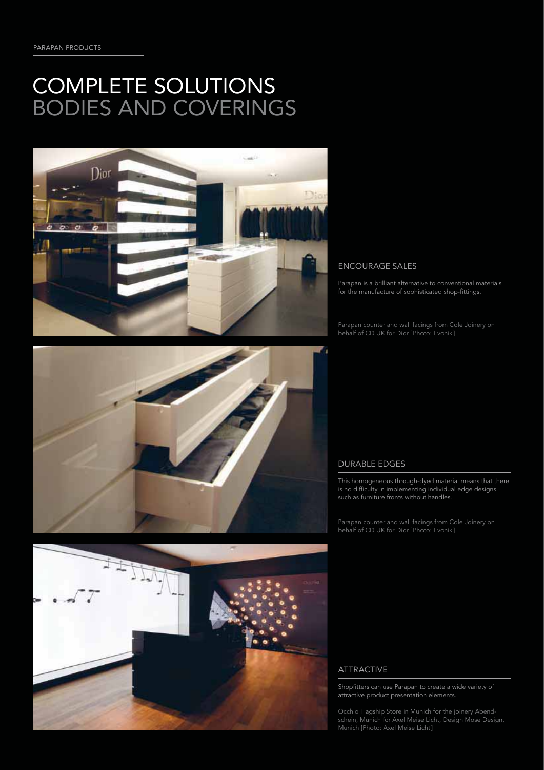PARAPAN PRODUCTS

# COMPLETE SOLUTIONS
## BODIES AND COVERINGS

### ENCOURAGE SALES

Parapan is a brilliant alternative to conventional materials for the manufacture of sophisticated shop-fittings.

Parapan counter and wall facings from Cole Joinery on behalf of CD UK for Dior [Photo: Evonik]

### DURABLE EDGES

This homogeneous through-dyed material means that there is no difficulty in implementing individual edge designs such as furniture fronts without handles.

Parapan counter and wall facings from Cole Joinery on behalf of CD UK for Dior [Photo: Evonik]

### ATTRACTIVE

Shopfitters can use Parapan to create a wide variety of attractive product presentation elements.

Occhio Flagship Store in Munich for the joinery Abendschein, Munich for Axel Meise Licht, Design Mose Design, Munich [Photo: Axel Meise Licht]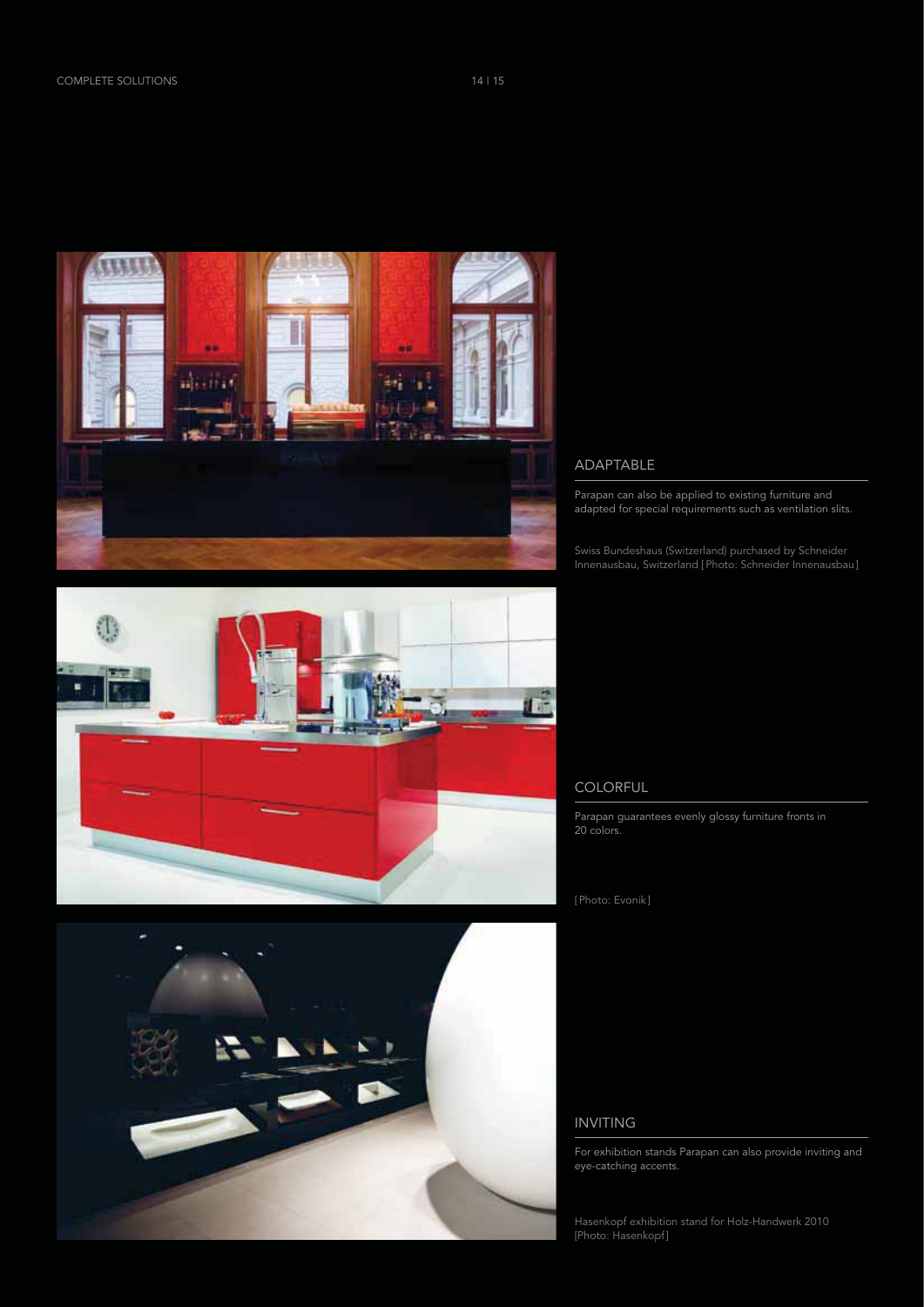## ADAPTABLE

Parapan can also be applied to existing furniture and adapted for special requirements such as ventilation slits.

Swiss Bundeshaus (Switzerland) purchased by Schneider Innenausbau, Switzerland [Photo: Schneider Innenausbau]

## COLORFUL

Parapan guarantees evenly glossy furniture fronts in 20 colors.

[Photo: Evonik]

## INVITING

For exhibition stands Parapan can also provide inviting and eye-catching accents.

Hasenkopf exhibition stand for Holz-Handwerk 2010 [Photo: Hasenkopf]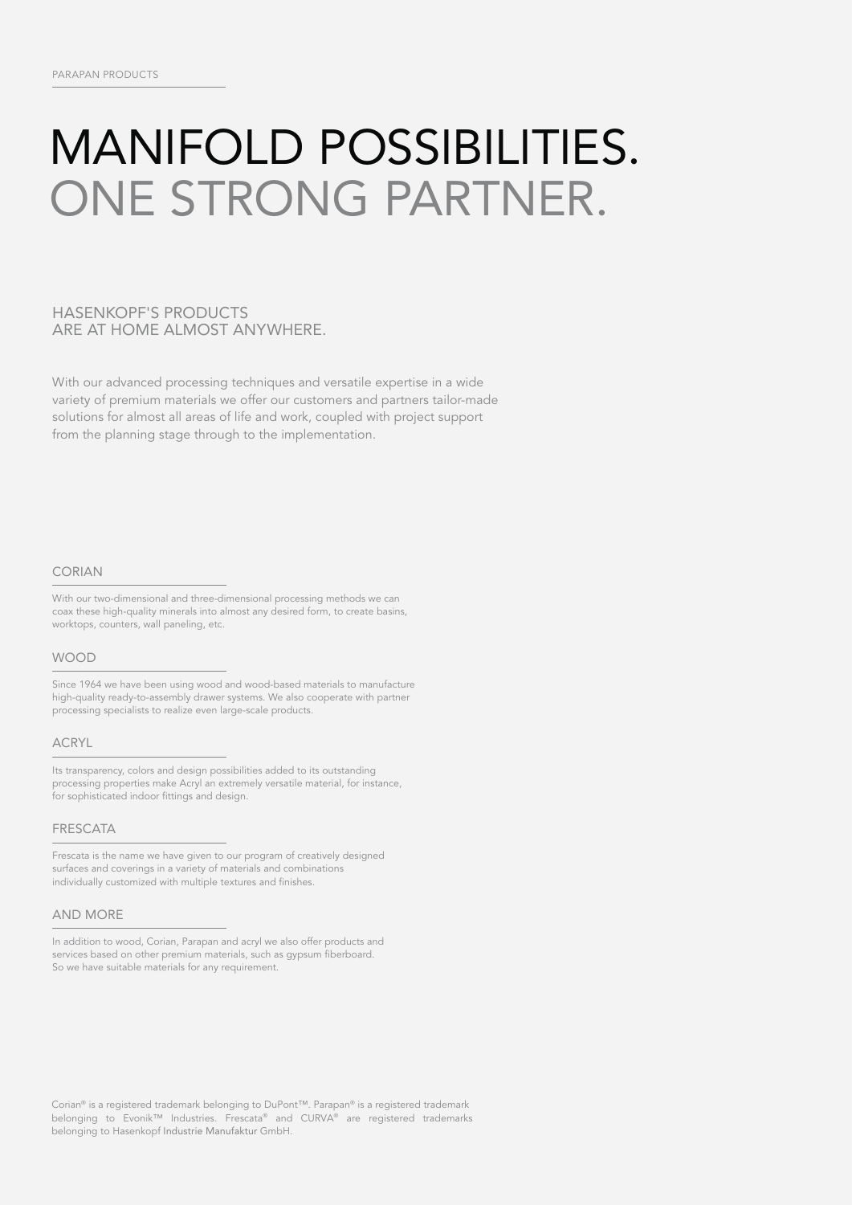# MANIFOLD POSSIBILITIES.
# ONE STRONG PARTNER.

## HASENKOPF'S PRODUCTS ARE AT HOME ALMOST ANYWHERE.

With our advanced processing techniques and versatile expertise in a wide variety of premium materials we offer our customers and partners tailor-made solutions for almost all areas of life and work, coupled with project support from the planning stage through to the implementation.

### CORIAN

With our two-dimensional and three-dimensional processing methods we can coax these high-quality minerals into almost any desired form, to create basins, worktops, counters, wall paneling, etc.

### WOOD

Since 1964 we have been using wood and wood-based materials to manufacture high-quality ready-to-assembly drawer systems. We also cooperate with partner processing specialists to realize even large-scale products.

### ACRYL

Its transparency, colors and design possibilities added to its outstanding processing properties make Acryl an extremely versatile material, for instance, for sophisticated indoor fittings and design.

### FRESCATA

Frescata is the name we have given to our program of creatively designed surfaces and coverings in a variety of materials and combinations individually customized with multiple textures and finishes.

### AND MORE

In addition to wood, Corian, Parapan and acryl we also offer products and services based on other premium materials, such as gypsum fiberboard. So we have suitable materials for any requirement.

Corian® is a registered trademark belonging to DuPont™. Parapan® is a registered trademark belonging to Evonik™ Industries. Frescata® and CURVA® are registered trademarks belonging to Hasenkopf Industrie Manufaktur GmbH.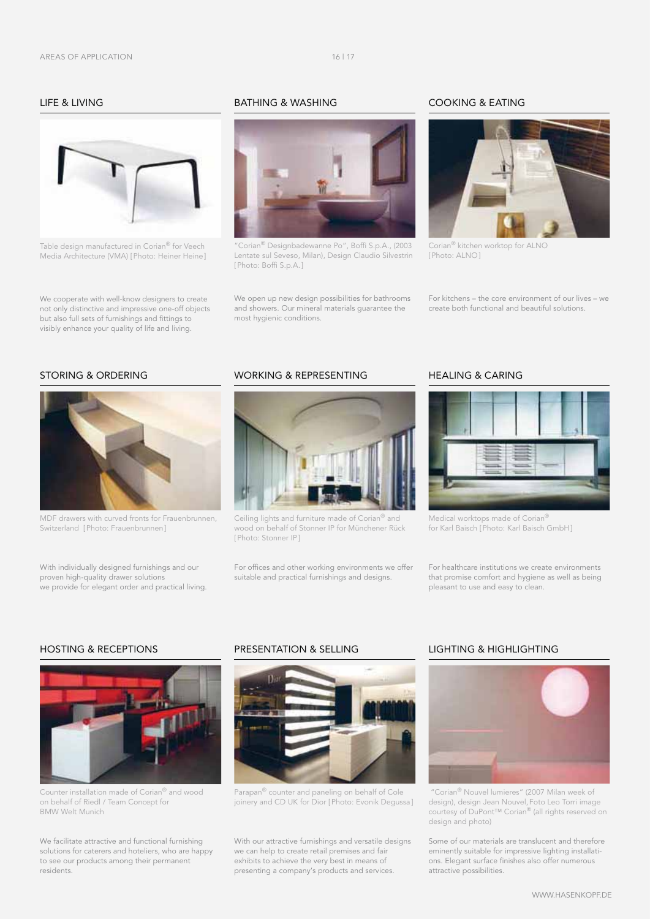## LIFE & LIVING

Table design manufactured in Corian® for Veech Media Architecture (VMA) [Photo: Heiner Heine]

We cooperate with well-know designers to create not only distinctive and impressive one-off objects but also full sets of furnishings and fittings to visibly enhance your quality of life and living.

## BATHING & WASHING

"Corian® Designbadewanne Po", Boffi S.p.A., (2003 Lentate sul Seveso, Milan), Design Claudio Silvestrin [Photo: Boffi S.p.A.]

We open up new design possibilities for bathrooms and showers. Our mineral materials guarantee the most hygienic conditions.

## COOKING & EATING

Corian® kitchen worktop for ALNO [Photo: ALNO]

For kitchens – the core environment of our lives – we create both functional and beautiful solutions.

## STORING & ORDERING

MDF drawers with curved fronts for Frauenbrunnen, Switzerland [Photo: Frauenbrunnen]

With individually designed furnishings and our proven high-quality drawer solutions we provide for elegant order and practical living.

## WORKING & REPRESENTING

Ceiling lights and furniture made of Corian® and wood on behalf of Stonner IP for Münchener Rück [Photo: Stonner IP]

For offices and other working environments we offer suitable and practical furnishings and designs.

## HEALING & CARING

Medical worktops made of Corian® for Karl Baisch [Photo: Karl Baisch GmbH]

For healthcare institutions we create environments that promise comfort and hygiene as well as being pleasant to use and easy to clean.

## HOSTING & RECEPTIONS

Counter installation made of Corian® and wood on behalf of Riedl / Team Concept for BMW Welt Munich

We facilitate attractive and functional furnishing solutions for caterers and hoteliers, who are happy to see our products among their permanent residents.

## PRESENTATION & SELLING

Parapan® counter and paneling on behalf of Cole joinery and CD UK for Dior [Photo: Evonik Degussa]

With our attractive furnishings and versatile designs we can help to create retail premises and fair exhibits to achieve the very best in means of presenting a company's products and services.

## LIGHTING & HIGHLIGHTING

"Corian® Nouvel lumieres" (2007 Milan week of design), design Jean Nouvel, Foto Leo Torri image courtesy of DuPont™ Corian® (all rights reserved on design and photo)

Some of our materials are translucent and therefore eminently suitable for impressive lighting installations. Elegant surface finishes also offer numerous attractive possibilities.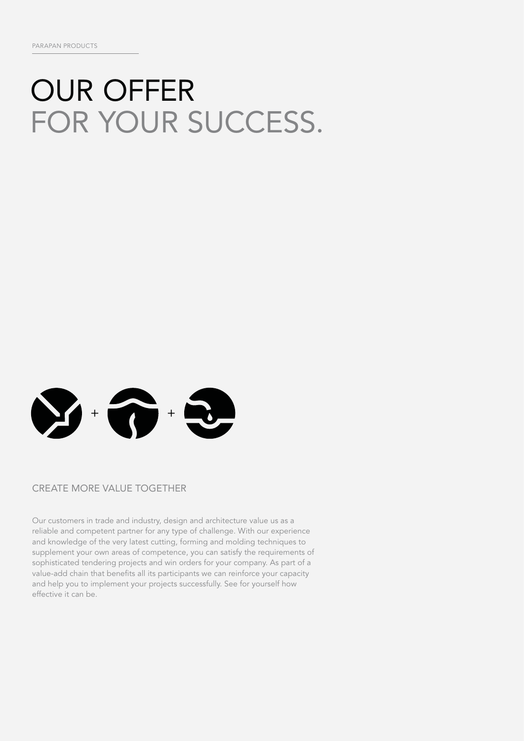# OUR OFFER FOR YOUR SUCCESS.

## CREATE MORE VALUE TOGETHER

Our customers in trade and industry, design and architecture value us as a reliable and competent partner for any type of challenge. With our experience and knowledge of the very latest cutting, forming and molding techniques to supplement your own areas of competence, you can satisfy the requirements of sophisticated tendering projects and win orders for your company. As part of a value-add chain that benefits all its participants we can reinforce your capacity and help you to implement your projects successfully. See for yourself how effective it can be.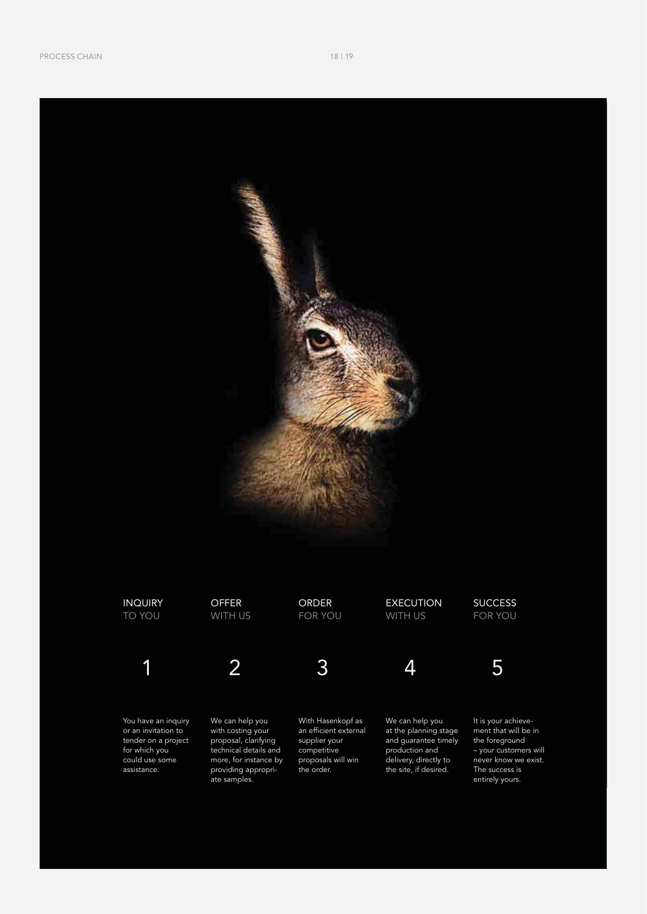| INQUIRY TO YOU | OFFER WITH US | ORDER FOR YOU | EXECUTION WITH US | SUCCESS FOR YOU |
|---|---|---|---|---|
| 1 | 2 | 3 | 4 | 5 |
| You have an inquiry or an invitation to tender on a project for which you could use some assistance. | We can help you with costing your proposal, clarifying technical details and more, for instance by providing appropriate samples. | With Hasenkopf as an efficient external supplier your competitive proposals will win the order. | We can help you at the planning stage and guarantee timely production and delivery, directly to the site, if desired. | It is your achievement that will be in the foreground – your customers will never know we exist. The success is entirely yours. |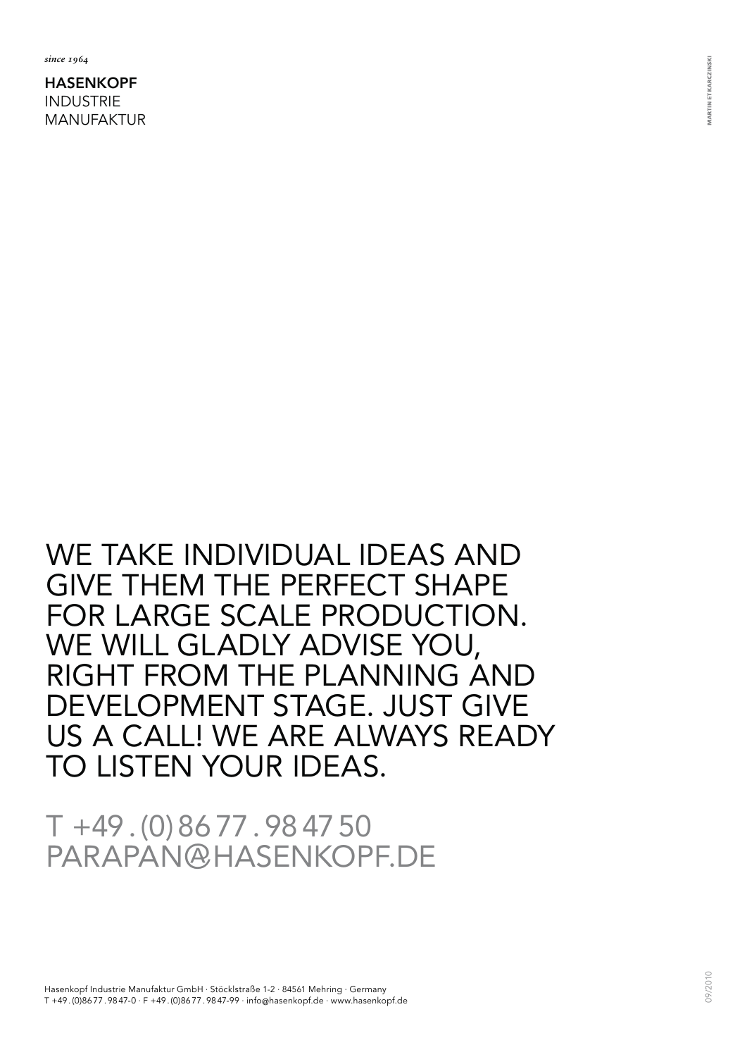*since 1964*

**HASENKOPF**
INDUSTRIE
MANUFAKTUR

MARTIN ET KARCZINSKI

WE TAKE INDIVIDUAL IDEAS AND GIVE THEM THE PERFECT SHAPE FOR LARGE SCALE PRODUCTION. WE WILL GLADLY ADVISE YOU, RIGHT FROM THE PLANNING AND DEVELOPMENT STAGE. JUST GIVE US A CALL! WE ARE ALWAYS READY TO LISTEN YOUR IDEAS.

T +49 . (0) 86 77 . 98 47 50
PARAPAN@HASENKOPF.DE

Hasenkopf Industrie Manufaktur GmbH · Stöcklstraße 1-2 · 84561 Mehring · Germany
T +49 . (0)86 77 . 98 47-0 · F +49 . (0)86 77 . 98 47-99 · info@hasenkopf.de · www.hasenkopf.de

09/2010